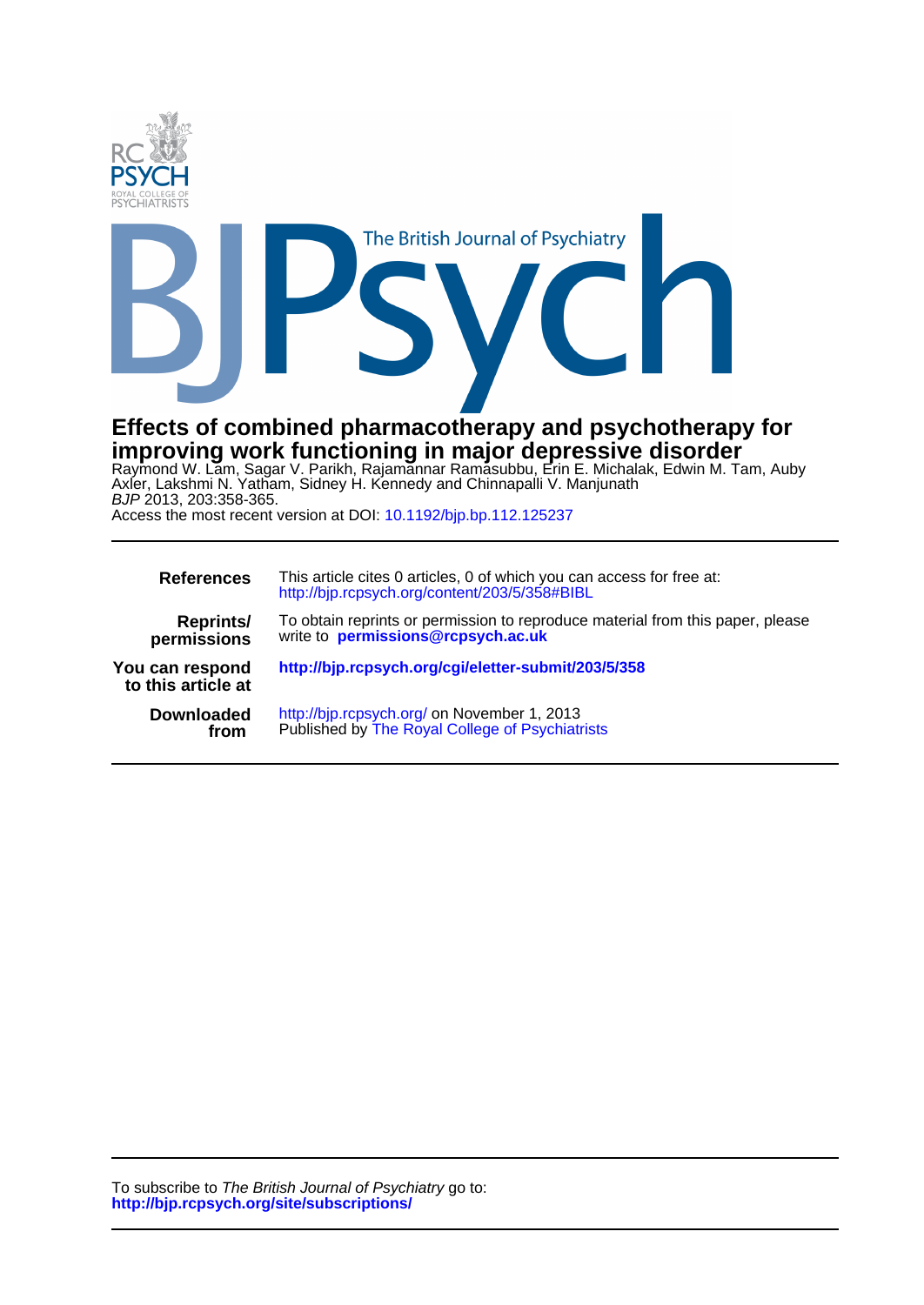# Effects of combined pharmacotherapy and psychotherapy for improving work functioning in major depressive disorder

Raymond W. Lam, Sagar V. Parikh, Rajamannar Ramasubbu, Erin E. Michalak, Edwin M. Tam, Auby Axler, Lakshmi N. Yatham, Sidney H. Kennedy and Chinnapalli V. Manjunath

*BJP* 2013, 203:358-365.

Access the most recent version at DOI: 10.1192/bjp.bp.112.125237

| | |
|---|---|
| **References** | This article cites 0 articles, 0 of which you can access for free at: http://bjp.rcpsych.org/content/203/5/358#BIBL |
| **Reprints/ permissions** | To obtain reprints or permission to reproduce material from this paper, please write to **permissions@rcpsych.ac.uk** |
| **You can respond to this article at** | **http://bjp.rcpsych.org/cgi/eletter-submit/203/5/358** |
| **Downloaded from** | http://bjp.rcpsych.org/ on November 1, 2013 Published by The Royal College of Psychiatrists |

To subscribe to *The British Journal of Psychiatry* go to:
**http://bjp.rcpsych.org/site/subscriptions/**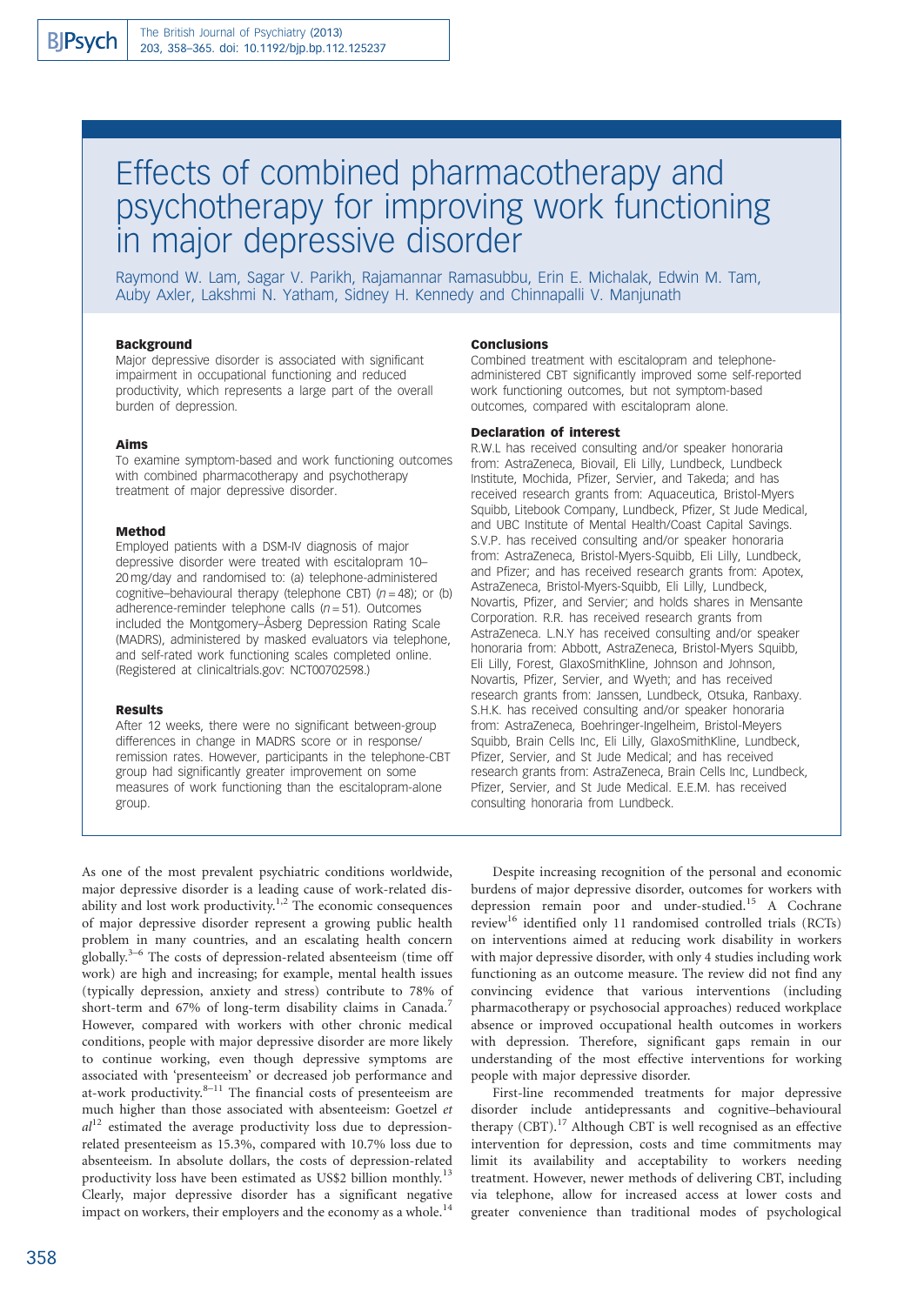# Effects of combined pharmacotherapy and psychotherapy for improving work functioning in major depressive disorder

Raymond W. Lam, Sagar V. Parikh, Rajamannar Ramasubbu, Erin E. Michalak, Edwin M. Tam, Auby Axler, Lakshmi N. Yatham, Sidney H. Kennedy and Chinnapalli V. Manjunath

### Background

Major depressive disorder is associated with significant impairment in occupational functioning and reduced productivity, which represents a large part of the overall burden of depression.

### Aims

To examine symptom-based and work functioning outcomes with combined pharmacotherapy and psychotherapy treatment of major depressive disorder.

### Method

Employed patients with a DSM-IV diagnosis of major depressive disorder were treated with escitalopram 10–20 mg/day and randomised to: (a) telephone-administered cognitive–behavioural therapy (telephone CBT) ($n = 48$); or (b) adherence-reminder telephone calls ($n = 51$). Outcomes included the Montgomery–Åsberg Depression Rating Scale (MADRS), administered by masked evaluators via telephone, and self-rated work functioning scales completed online. (Registered at clinicaltrials.gov: NCT00702598.)

### Results

After 12 weeks, there were no significant between-group differences in change in MADRS score or in response/remission rates. However, participants in the telephone-CBT group had significantly greater improvement on some measures of work functioning than the escitalopram-alone group.

### Conclusions

Combined treatment with escitalopram and telephone-administered CBT significantly improved some self-reported work functioning outcomes, but not symptom-based outcomes, compared with escitalopram alone.

### Declaration of interest

R.W.L has received consulting and/or speaker honoraria from: AstraZeneca, Biovail, Eli Lilly, Lundbeck, Lundbeck Institute, Mochida, Pfizer, Servier, and Takeda; and has received research grants from: Aquaceutica, Bristol-Myers Squibb, Litebook Company, Lundbeck, Pfizer, St Jude Medical, and UBC Institute of Mental Health/Coast Capital Savings. S.V.P. has received consulting and/or speaker honoraria from: AstraZeneca, Bristol-Myers-Squibb, Eli Lilly, Lundbeck, and Pfizer; and has received research grants from: Apotex, AstraZeneca, Bristol-Myers-Squibb, Eli Lilly, Lundbeck, Novartis, Pfizer, and Servier; and holds shares in Mensante Corporation. R.R. has received research grants from AstraZeneca. L.N.Y has received consulting and/or speaker honoraria from: Abbott, AstraZeneca, Bristol-Myers Squibb, Eli Lilly, Forest, GlaxoSmithKline, Johnson and Johnson, Novartis, Pfizer, Servier, and Wyeth; and has received research grants from: Janssen, Lundbeck, Otsuka, Ranbaxy. S.H.K. has received consulting and/or speaker honoraria from: AstraZeneca, Boehringer-Ingelheim, Bristol-Meyers Squibb, Brain Cells Inc, Eli Lilly, GlaxoSmithKline, Lundbeck, Pfizer, Servier, and St Jude Medical; and has received research grants from: AstraZeneca, Brain Cells Inc, Lundbeck, Pfizer, Servier, and St Jude Medical. E.E.M. has received consulting honoraria from Lundbeck.

As one of the most prevalent psychiatric conditions worldwide, major depressive disorder is a leading cause of work-related disability and lost work productivity.[1,2] The economic consequences of major depressive disorder represent a growing public health problem in many countries, and an escalating health concern globally.[3–6] The costs of depression-related absenteeism (time off work) are high and increasing; for example, mental health issues (typically depression, anxiety and stress) contribute to 78% of short-term and 67% of long-term disability claims in Canada.[7] However, compared with workers with other chronic medical conditions, people with major depressive disorder are more likely to continue working, even though depressive symptoms are associated with 'presenteeism' or decreased job performance and at-work productivity.[8–11] The financial costs of presenteeism are much higher than those associated with absenteeism: Goetzel *et al*[12] estimated the average productivity loss due to depression-related presenteeism as 15.3%, compared with 10.7% loss due to absenteeism. In absolute dollars, the costs of depression-related productivity loss have been estimated as US$2 billion monthly.[13] Clearly, major depressive disorder has a significant negative impact on workers, their employers and the economy as a whole.[14]

Despite increasing recognition of the personal and economic burdens of major depressive disorder, outcomes for workers with depression remain poor and under-studied.[15] A Cochrane review[16] identified only 11 randomised controlled trials (RCTs) on interventions aimed at reducing work disability in workers with major depressive disorder, with only 4 studies including work functioning as an outcome measure. The review did not find any convincing evidence that various interventions (including pharmacotherapy or psychosocial approaches) reduced workplace absence or improved occupational health outcomes in workers with depression. Therefore, significant gaps remain in our understanding of the most effective interventions for working people with major depressive disorder.

First-line recommended treatments for major depressive disorder include antidepressants and cognitive–behavioural therapy (CBT).[17] Although CBT is well recognised as an effective intervention for depression, costs and time commitments may limit its availability and acceptability to workers needing treatment. However, newer methods of delivering CBT, including via telephone, allow for increased access at lower costs and greater convenience than traditional modes of psychological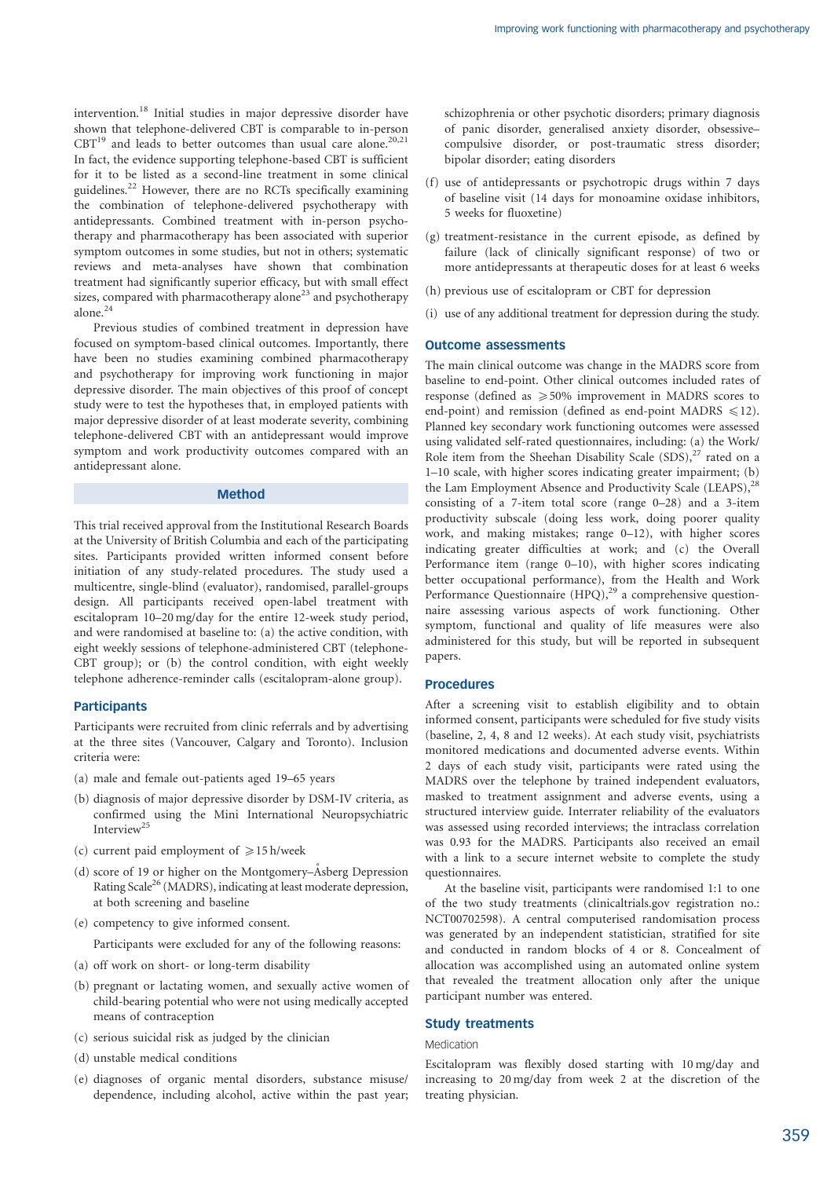intervention.[18] Initial studies in major depressive disorder have shown that telephone-delivered CBT is comparable to in-person CBT[19] and leads to better outcomes than usual care alone.[20,21] In fact, the evidence supporting telephone-based CBT is sufficient for it to be listed as a second-line treatment in some clinical guidelines.[22] However, there are no RCTs specifically examining the combination of telephone-delivered psychotherapy with antidepressants. Combined treatment with in-person psychotherapy and pharmacotherapy has been associated with superior symptom outcomes in some studies, but not in others; systematic reviews and meta-analyses have shown that combination treatment had significantly superior efficacy, but with small effect sizes, compared with pharmacotherapy alone[23] and psychotherapy alone.[24]

Previous studies of combined treatment in depression have focused on symptom-based clinical outcomes. Importantly, there have been no studies examining combined pharmacotherapy and psychotherapy for improving work functioning in major depressive disorder. The main objectives of this proof of concept study were to test the hypotheses that, in employed patients with major depressive disorder of at least moderate severity, combining telephone-delivered CBT with an antidepressant would improve symptom and work productivity outcomes compared with an antidepressant alone.

## Method

This trial received approval from the Institutional Research Boards at the University of British Columbia and each of the participating sites. Participants provided written informed consent before initiation of any study-related procedures. The study used a multicentre, single-blind (evaluator), randomised, parallel-groups design. All participants received open-label treatment with escitalopram 10–20 mg/day for the entire 12-week study period, and were randomised at baseline to: (a) the active condition, with eight weekly sessions of telephone-administered CBT (telephone-CBT group); or (b) the control condition, with eight weekly telephone adherence-reminder calls (escitalopram-alone group).

### Participants

Participants were recruited from clinic referrals and by advertising at the three sites (Vancouver, Calgary and Toronto). Inclusion criteria were:

(a) male and female out-patients aged 19–65 years

(b) diagnosis of major depressive disorder by DSM-IV criteria, as confirmed using the Mini International Neuropsychiatric Interview[25]

(c) current paid employment of ⩾15 h/week

(d) score of 19 or higher on the Montgomery–Åsberg Depression Rating Scale[26] (MADRS), indicating at least moderate depression, at both screening and baseline

(e) competency to give informed consent.

Participants were excluded for any of the following reasons:

(a) off work on short- or long-term disability

(b) pregnant or lactating women, and sexually active women of child-bearing potential who were not using medically accepted means of contraception

(c) serious suicidal risk as judged by the clinician

(d) unstable medical conditions

(e) diagnoses of organic mental disorders, substance misuse/dependence, including alcohol, active within the past year; schizophrenia or other psychotic disorders; primary diagnosis of panic disorder, generalised anxiety disorder, obsessive–compulsive disorder, or post-traumatic stress disorder; bipolar disorder; eating disorders

(f) use of antidepressants or psychotropic drugs within 7 days of baseline visit (14 days for monoamine oxidase inhibitors, 5 weeks for fluoxetine)

(g) treatment-resistance in the current episode, as defined by failure (lack of clinically significant response) of two or more antidepressants at therapeutic doses for at least 6 weeks

(h) previous use of escitalopram or CBT for depression

(i) use of any additional treatment for depression during the study.

### Outcome assessments

The main clinical outcome was change in the MADRS score from baseline to end-point. Other clinical outcomes included rates of response (defined as ⩾50% improvement in MADRS scores to end-point) and remission (defined as end-point MADRS ⩽12). Planned key secondary work functioning outcomes were assessed using validated self-rated questionnaires, including: (a) the Work/Role item from the Sheehan Disability Scale (SDS),[27] rated on a 1–10 scale, with higher scores indicating greater impairment; (b) the Lam Employment Absence and Productivity Scale (LEAPS),[28] consisting of a 7-item total score (range 0–28) and a 3-item productivity subscale (doing less work, doing poorer quality work, and making mistakes; range 0–12), with higher scores indicating greater difficulties at work; and (c) the Overall Performance item (range 0–10), with higher scores indicating better occupational performance), from the Health and Work Performance Questionnaire (HPQ),[29] a comprehensive questionnaire assessing various aspects of work functioning. Other symptom, functional and quality of life measures were also administered for this study, but will be reported in subsequent papers.

### Procedures

After a screening visit to establish eligibility and to obtain informed consent, participants were scheduled for five study visits (baseline, 2, 4, 8 and 12 weeks). At each study visit, psychiatrists monitored medications and documented adverse events. Within 2 days of each study visit, participants were rated using the MADRS over the telephone by trained independent evaluators, masked to treatment assignment and adverse events, using a structured interview guide. Interrater reliability of the evaluators was assessed using recorded interviews; the intraclass correlation was 0.93 for the MADRS. Participants also received an email with a link to a secure internet website to complete the study questionnaires.

At the baseline visit, participants were randomised 1:1 to one of the two study treatments (clinicaltrials.gov registration no.: NCT00702598). A central computerised randomisation process was generated by an independent statistician, stratified for site and conducted in random blocks of 4 or 8. Concealment of allocation was accomplished using an automated online system that revealed the treatment allocation only after the unique participant number was entered.

### Study treatments

#### Medication

Escitalopram was flexibly dosed starting with 10 mg/day and increasing to 20 mg/day from week 2 at the discretion of the treating physician.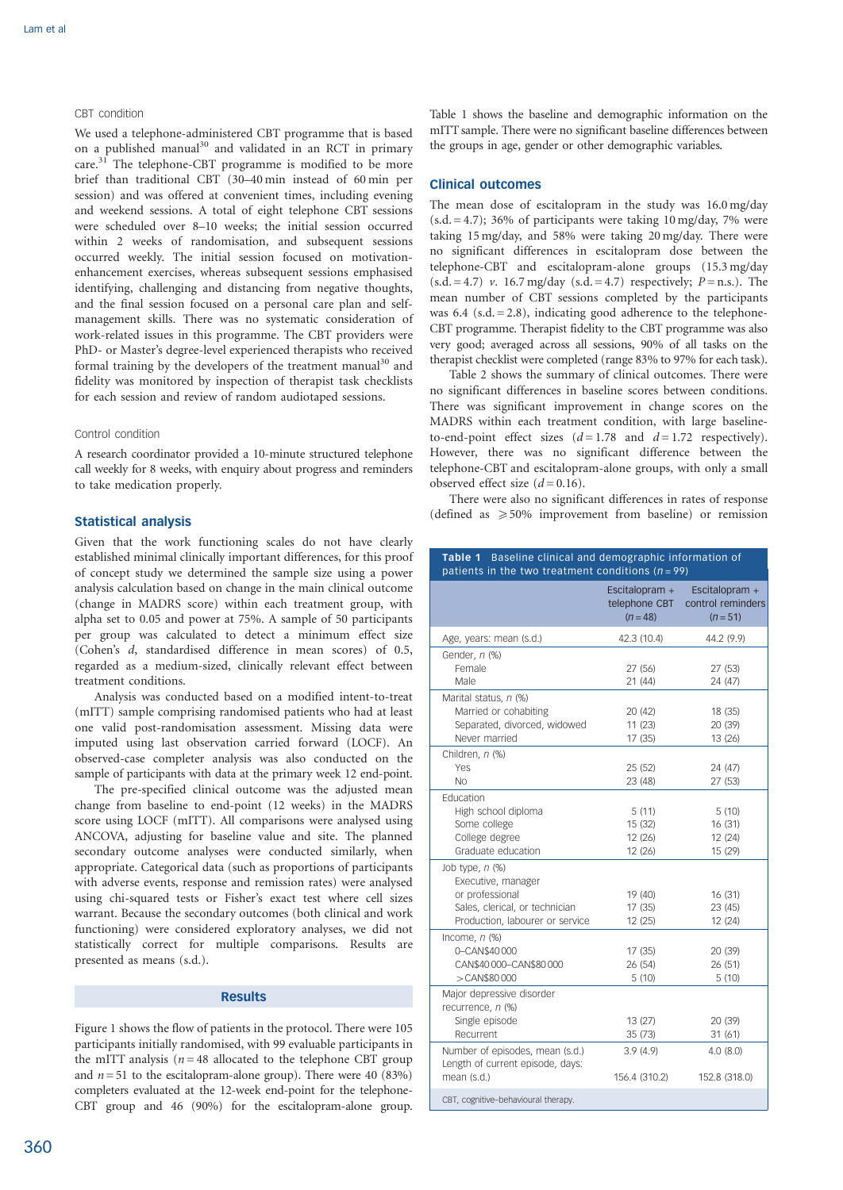### CBT condition

We used a telephone-administered CBT programme that is based on a published manual[30] and validated in an RCT in primary care.[31] The telephone-CBT programme is modified to be more brief than traditional CBT (30–40 min instead of 60 min per session) and was offered at convenient times, including evening and weekend sessions. A total of eight telephone CBT sessions were scheduled over 8–10 weeks; the initial session occurred within 2 weeks of randomisation, and subsequent sessions occurred weekly. The initial session focused on motivation-enhancement exercises, whereas subsequent sessions emphasised identifying, challenging and distancing from negative thoughts, and the final session focused on a personal care plan and self-management skills. There was no systematic consideration of work-related issues in this programme. The CBT providers were PhD- or Master's degree-level experienced therapists who received formal training by the developers of the treatment manual[30] and fidelity was monitored by inspection of therapist task checklists for each session and review of random audiotaped sessions.

### Control condition

A research coordinator provided a 10-minute structured telephone call weekly for 8 weeks, with enquiry about progress and reminders to take medication properly.

## Statistical analysis

Given that the work functioning scales do not have clearly established minimal clinically important differences, for this proof of concept study we determined the sample size using a power analysis calculation based on change in the main clinical outcome (change in MADRS score) within each treatment group, with alpha set to 0.05 and power at 75%. A sample of 50 participants per group was calculated to detect a minimum effect size (Cohen's *d*, standardised difference in mean scores) of 0.5, regarded as a medium-sized, clinically relevant effect between treatment conditions.

Analysis was conducted based on a modified intent-to-treat (mITT) sample comprising randomised patients who had at least one valid post-randomisation assessment. Missing data were imputed using last observation carried forward (LOCF). An observed-case completer analysis was also conducted on the sample of participants with data at the primary week 12 end-point.

The pre-specified clinical outcome was the adjusted mean change from baseline to end-point (12 weeks) in the MADRS score using LOCF (mITT). All comparisons were analysed using ANCOVA, adjusting for baseline value and site. The planned secondary outcome analyses were conducted similarly, when appropriate. Categorical data (such as proportions of participants with adverse events, response and remission rates) were analysed using chi-squared tests or Fisher's exact test where cell sizes warrant. Because the secondary outcomes (both clinical and work functioning) were considered exploratory analyses, we did not statistically correct for multiple comparisons. Results are presented as means (s.d.).

## Results

Figure 1 shows the flow of patients in the protocol. There were 105 participants initially randomised, with 99 evaluable participants in the mITT analysis ($n = 48$ allocated to the telephone CBT group and $n = 51$ to the escitalopram-alone group). There were 40 (83%) completers evaluated at the 12-week end-point for the telephone-CBT group and 46 (90%) for the escitalopram-alone group. Table 1 shows the baseline and demographic information on the mITT sample. There were no significant baseline differences between the groups in age, gender or other demographic variables.

## Clinical outcomes

The mean dose of escitalopram in the study was 16.0 mg/day (s.d. = 4.7); 36% of participants were taking 10 mg/day, 7% were taking 15 mg/day, and 58% were taking 20 mg/day. There were no significant differences in escitalopram dose between the telephone-CBT and escitalopram-alone groups (15.3 mg/day (s.d. = 4.7) *v.* 16.7 mg/day (s.d. = 4.7) respectively; $P$ = n.s.). The mean number of CBT sessions completed by the participants was 6.4 (s.d. = 2.8), indicating good adherence to the telephone-CBT programme. Therapist fidelity to the CBT programme was also very good; averaged across all sessions, 90% of all tasks on the therapist checklist were completed (range 83% to 97% for each task).

Table 2 shows the summary of clinical outcomes. There were no significant differences in baseline scores between conditions. There was significant improvement in change scores on the MADRS within each treatment condition, with large baseline-to-end-point effect sizes ($d = 1.78$ and $d = 1.72$ respectively). However, there was no significant difference between the telephone-CBT and escitalopram-alone groups, with only a small observed effect size ($d = 0.16$).

There were also no significant differences in rates of response (defined as ⩾50% improvement from baseline) or remission

**Table 1** Baseline clinical and demographic information of patients in the two treatment conditions ($n = 99$)

| | Escitalopram + telephone CBT ($n = 48$) | Escitalopram + control reminders ($n = 51$) |
|---|---|---|
| Age, years: mean (s.d.) | 42.3 (10.4) | 44.2 (9.9) |
| Gender, *n* (%) | | |
| Female | 27 (56) | 27 (53) |
| Male | 21 (44) | 24 (47) |
| Marital status, *n* (%) | | |
| Married or cohabiting | 20 (42) | 18 (35) |
| Separated, divorced, widowed | 11 (23) | 20 (39) |
| Never married | 17 (35) | 13 (26) |
| Children, *n* (%) | | |
| Yes | 25 (52) | 24 (47) |
| No | 23 (48) | 27 (53) |
| Education | | |
| High school diploma | 5 (11) | 5 (10) |
| Some college | 15 (32) | 16 (31) |
| College degree | 12 (26) | 12 (24) |
| Graduate education | 12 (26) | 15 (29) |
| Job type, *n* (%) | | |
| Executive, manager or professional | 19 (40) | 16 (31) |
| Sales, clerical, or technician | 17 (35) | 23 (45) |
| Production, labourer or service | 12 (25) | 12 (24) |
| Income, *n* (%) | | |
| 0–CAN$40 000 | 17 (35) | 20 (39) |
| CAN$40 000–CAN$80 000 | 26 (54) | 26 (51) |
| >CAN$80 000 | 5 (10) | 5 (10) |
| Major depressive disorder recurrence, *n* (%) | | |
| Single episode | 13 (27) | 20 (39) |
| Recurrent | 35 (73) | 31 (61) |
| Number of episodes, mean (s.d.) | 3.9 (4.9) | 4.0 (8.0) |
| Length of current episode, days: mean (s.d.) | 156.4 (310.2) | 152.8 (318.0) |

CBT, cognitive–behavioural therapy.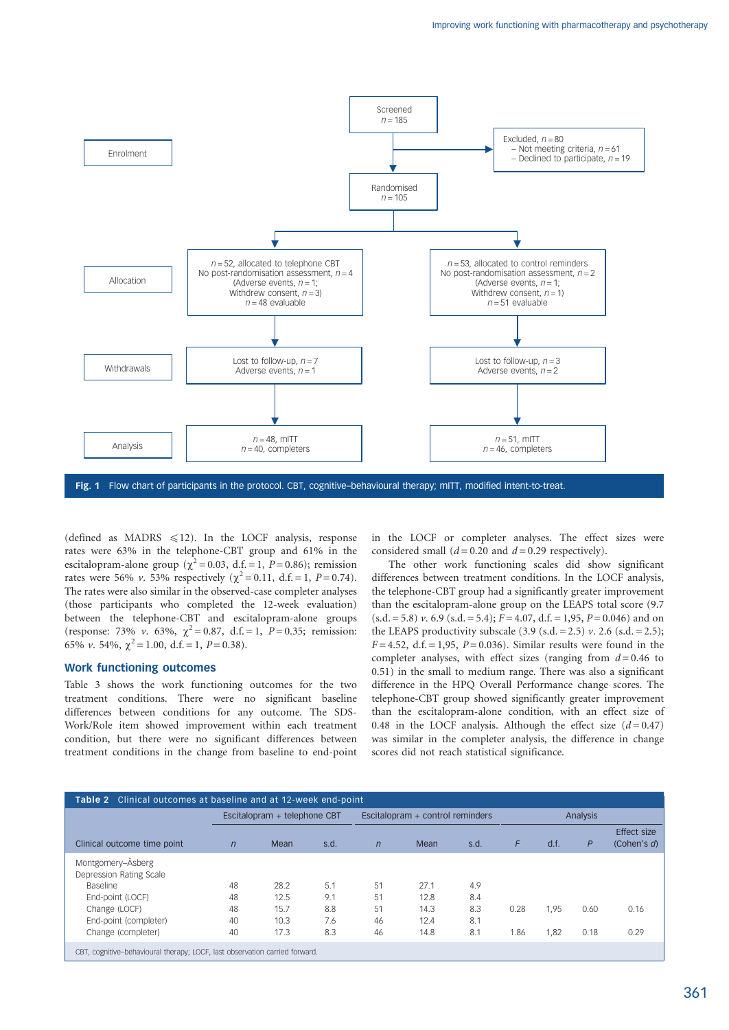Screened
$n = 185$

Excluded, $n = 80$
– Not meeting criteria, $n = 61$
– Declined to participate, $n = 19$

Enrolment

Randomised
$n = 105$

Allocation

$n = 52$, allocated to telephone CBT
No post-randomisation assessment, $n = 4$
(Adverse events, $n = 1$;
Withdrew consent, $n = 3$)
$n = 48$ evaluable

$n = 53$, allocated to control reminders
No post-randomisation assessment, $n = 2$
(Adverse events, $n = 1$;
Withdrew consent, $n = 1$)
$n = 51$ evaluable

Withdrawals

Lost to follow-up, $n = 7$
Adverse events, $n = 1$

Lost to follow-up, $n = 3$
Adverse events, $n = 2$

Analysis

$n = 48$, mITT
$n = 40$, completers

$n = 51$, mITT
$n = 46$, completers

**Fig. 1** Flow chart of participants in the protocol. CBT, cognitive–behavioural therapy; mITT, modified intent-to-treat.

(defined as MADRS $\leqslant 12$). In the LOCF analysis, response rates were 63% in the telephone-CBT group and 61% in the escitalopram-alone group ($\chi^2 = 0.03$, d.f. = 1, $P = 0.86$); remission rates were 56% *v.* 53% respectively ($\chi^2 = 0.11$, d.f. = 1, $P = 0.74$). The rates were also similar in the observed-case completer analyses (those participants who completed the 12-week evaluation) between the telephone-CBT and escitalopram-alone groups (response: 73% *v.* 63%, $\chi^2 = 0.87$, d.f. = 1, $P = 0.35$; remission: 65% *v.* 54%, $\chi^2 = 1.00$, d.f. = 1, $P = 0.38$).

## Work functioning outcomes

Table 3 shows the work functioning outcomes for the two treatment conditions. There were no significant baseline differences between conditions for any outcome. The SDS-Work/Role item showed improvement within each treatment condition, but there were no significant differences between treatment conditions in the change from baseline to end-point in the LOCF or completer analyses. The effect sizes were considered small ($d = 0.20$ and $d = 0.29$ respectively).

The other work functioning scales did show significant differences between treatment conditions. In the LOCF analysis, the telephone-CBT group had a significantly greater improvement than the escitalopram-alone group on the LEAPS total score (9.7 (s.d. = 5.8) *v.* 6.9 (s.d. = 5.4); $F = 4.07$, d.f. = 1,95, $P = 0.046$) and on the LEAPS productivity subscale (3.9 (s.d. = 2.5) *v.* 2.6 (s.d. = 2.5); $F = 4.52$, d.f. = 1,95, $P = 0.036$). Similar results were found in the completer analyses, with effect sizes (ranging from $d = 0.46$ to 0.51) in the small to medium range. There was also a significant difference in the HPQ Overall Performance change scores. The telephone-CBT group showed significantly greater improvement than the escitalopram-alone condition, with an effect size of 0.48 in the LOCF analysis. Although the effect size ($d = 0.47$) was similar in the completer analysis, the difference in change scores did not reach statistical significance.

**Table 2** Clinical outcomes at baseline and at 12-week end-point

| | Escitalopram + telephone CBT | | | Escitalopram + control reminders | | | Analysis | | | |
|---|---|---|---|---|---|---|---|---|---|---|
| Clinical outcome time point | *n* | Mean | s.d. | *n* | Mean | s.d. | *F* | d.f. | *P* | Effect size (Cohen's *d*) |
| Montgomery–Åsberg Depression Rating Scale | | | | | | | | | | |
| Baseline | 48 | 28.2 | 5.1 | 51 | 27.1 | 4.9 | | | | |
| End-point (LOCF) | 48 | 12.5 | 9.1 | 51 | 12.8 | 8.4 | | | | |
| Change (LOCF) | 48 | 15.7 | 8.8 | 51 | 14.3 | 8.3 | 0.28 | 1,95 | 0.60 | 0.16 |
| End-point (completer) | 40 | 10.3 | 7.6 | 46 | 12.4 | 8.1 | | | | |
| Change (completer) | 40 | 17.3 | 8.3 | 46 | 14.8 | 8.1 | 1.86 | 1,82 | 0.18 | 0.29 |

CBT, cognitive–behavioural therapy; LOCF, last observation carried forward.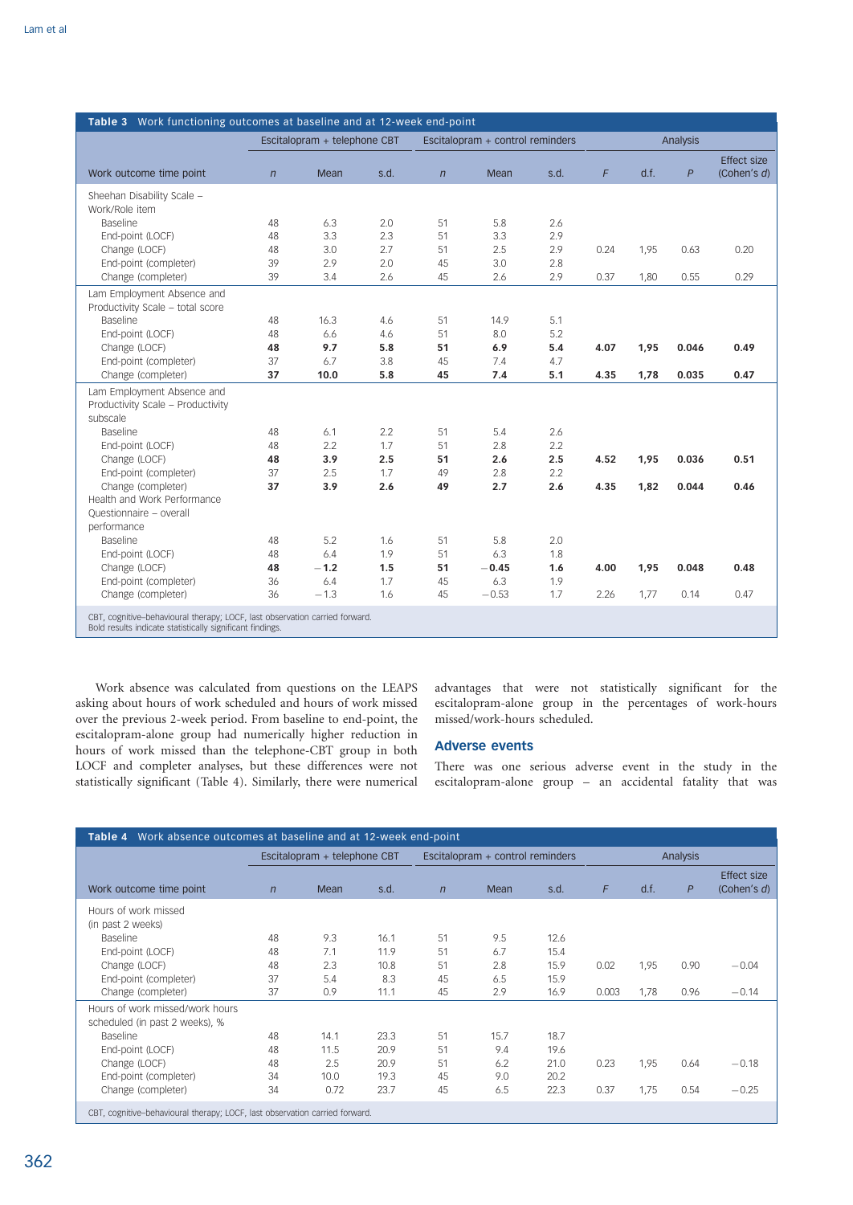**Table 3** Work functioning outcomes at baseline and at 12-week end-point

| Work outcome time point | Escitalopram + telephone CBT | | | Escitalopram + control reminders | | | Analysis | | | |
|---|---|---|---|---|---|---|---|---|---|---|
| | *n* | Mean | s.d. | *n* | Mean | s.d. | *F* | d.f. | *P* | Effect size (Cohen's *d*) |
| Sheehan Disability Scale – Work/Role item | | | | | | | | | | |
| Baseline | 48 | 6.3 | 2.0 | 51 | 5.8 | 2.6 | | | | |
| End-point (LOCF) | 48 | 3.3 | 2.3 | 51 | 3.3 | 2.9 | | | | |
| Change (LOCF) | 48 | 3.0 | 2.7 | 51 | 2.5 | 2.9 | 0.24 | 1,95 | 0.63 | 0.20 |
| End-point (completer) | 39 | 2.9 | 2.0 | 45 | 3.0 | 2.8 | | | | |
| Change (completer) | 39 | 3.4 | 2.6 | 45 | 2.6 | 2.9 | 0.37 | 1,80 | 0.55 | 0.29 |
| Lam Employment Absence and Productivity Scale – total score | | | | | | | | | | |
| Baseline | 48 | 16.3 | 4.6 | 51 | 14.9 | 5.1 | | | | |
| End-point (LOCF) | 48 | 6.6 | 4.6 | 51 | 8.0 | 5.2 | | | | |
| **Change (LOCF)** | **48** | **9.7** | **5.8** | **51** | **6.9** | **5.4** | **4.07** | **1,95** | **0.046** | **0.49** |
| End-point (completer) | 37 | 6.7 | 3.8 | 45 | 7.4 | 4.7 | | | | |
| **Change (completer)** | **37** | **10.0** | **5.8** | **45** | **7.4** | **5.1** | **4.35** | **1,78** | **0.035** | **0.47** |
| Lam Employment Absence and Productivity Scale – Productivity subscale | | | | | | | | | | |
| Baseline | 48 | 6.1 | 2.2 | 51 | 5.4 | 2.6 | | | | |
| End-point (LOCF) | 48 | 2.2 | 1.7 | 51 | 2.8 | 2.2 | | | | |
| **Change (LOCF)** | **48** | **3.9** | **2.5** | **51** | **2.6** | **2.5** | **4.52** | **1,95** | **0.036** | **0.51** |
| End-point (completer) | 37 | 2.5 | 1.7 | 49 | 2.8 | 2.2 | | | | |
| **Change (completer)** | **37** | **3.9** | **2.6** | **49** | **2.7** | **2.6** | **4.35** | **1,82** | **0.044** | **0.46** |
| Health and Work Performance Questionnaire – overall performance | | | | | | | | | | |
| Baseline | 48 | 5.2 | 1.6 | 51 | 5.8 | 2.0 | | | | |
| End-point (LOCF) | 48 | 6.4 | 1.9 | 51 | 6.3 | 1.8 | | | | |
| **Change (LOCF)** | **48** | **−1.2** | **1.5** | **51** | **−0.45** | **1.6** | **4.00** | **1,95** | **0.048** | **0.48** |
| End-point (completer) | 36 | 6.4 | 1.7 | 45 | 6.3 | 1.9 | | | | |
| Change (completer) | 36 | −1.3 | 1.6 | 45 | −0.53 | 1.7 | 2.26 | 1,77 | 0.14 | 0.47 |

CBT, cognitive–behavioural therapy; LOCF, last observation carried forward.
Bold results indicate statistically significant findings.

Work absence was calculated from questions on the LEAPS asking about hours of work scheduled and hours of work missed over the previous 2-week period. From baseline to end-point, the escitalopram-alone group had numerically higher reduction in hours of work missed than the telephone-CBT group in both LOCF and completer analyses, but these differences were not statistically significant (Table 4). Similarly, there were numerical advantages that were not statistically significant for the escitalopram-alone group in the percentages of work-hours missed/work-hours scheduled.

## Adverse events

There was one serious adverse event in the study in the escitalopram-alone group – an accidental fatality that was

**Table 4** Work absence outcomes at baseline and at 12-week end-point

| Work outcome time point | Escitalopram + telephone CBT | | | Escitalopram + control reminders | | | Analysis | | | |
|---|---|---|---|---|---|---|---|---|---|---|
| | *n* | Mean | s.d. | *n* | Mean | s.d. | *F* | d.f. | *P* | Effect size (Cohen's *d*) |
| Hours of work missed (in past 2 weeks) | | | | | | | | | | |
| Baseline | 48 | 9.3 | 16.1 | 51 | 9.5 | 12.6 | | | | |
| End-point (LOCF) | 48 | 7.1 | 11.9 | 51 | 6.7 | 15.4 | | | | |
| Change (LOCF) | 48 | 2.3 | 10.8 | 51 | 2.8 | 15.9 | 0.02 | 1,95 | 0.90 | −0.04 |
| End-point (completer) | 37 | 5.4 | 8.3 | 45 | 6.5 | 15.9 | | | | |
| Change (completer) | 37 | 0.9 | 11.1 | 45 | 2.9 | 16.9 | 0.003 | 1,78 | 0.96 | −0.14 |
| Hours of work missed/work hours scheduled (in past 2 weeks), % | | | | | | | | | | |
| Baseline | 48 | 14.1 | 23.3 | 51 | 15.7 | 18.7 | | | | |
| End-point (LOCF) | 48 | 11.5 | 20.9 | 51 | 9.4 | 19.6 | | | | |
| Change (LOCF) | 48 | 2.5 | 20.9 | 51 | 6.2 | 21.0 | 0.23 | 1,95 | 0.64 | −0.18 |
| End-point (completer) | 34 | 10.0 | 19.3 | 45 | 9.0 | 20.2 | | | | |
| Change (completer) | 34 | 0.72 | 23.7 | 45 | 6.5 | 22.3 | 0.37 | 1,75 | 0.54 | −0.25 |

CBT, cognitive–behavioural therapy; LOCF, last observation carried forward.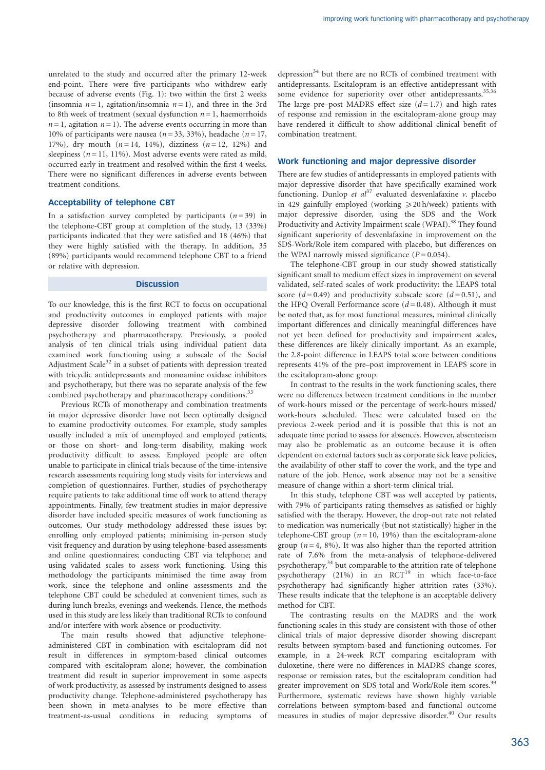unrelated to the study and occurred after the primary 12-week end-point. There were five participants who withdrew early because of adverse events (Fig. 1): two within the first 2 weeks (insomnia $n = 1$, agitation/insomnia $n = 1$), and three in the 3rd to 8th week of treatment (sexual dysfunction $n = 1$, haemorrhoids $n = 1$, agitation $n = 1$). The adverse events occurring in more than 10% of participants were nausea ($n = 33$, 33%), headache ($n = 17$, 17%), dry mouth ($n = 14$, 14%), dizziness ($n = 12$, 12%) and sleepiness ($n = 11$, 11%). Most adverse events were rated as mild, occurred early in treatment and resolved within the first 4 weeks. There were no significant differences in adverse events between treatment conditions.

### Acceptability of telephone CBT

In a satisfaction survey completed by participants ($n = 39$) in the telephone-CBT group at completion of the study, 13 (33%) participants indicated that they were satisfied and 18 (46%) that they were highly satisfied with the therapy. In addition, 35 (89%) participants would recommend telephone CBT to a friend or relative with depression.

## Discussion

To our knowledge, this is the first RCT to focus on occupational and productivity outcomes in employed patients with major depressive disorder following treatment with combined psychotherapy and pharmacotherapy. Previously, a pooled analysis of ten clinical trials using individual patient data examined work functioning using a subscale of the Social Adjustment Scale[32] in a subset of patients with depression treated with tricyclic antidepressants and monoamine oxidase inhibitors and psychotherapy, but there was no separate analysis of the few combined psychotherapy and pharmacotherapy conditions.[33]

Previous RCTs of monotherapy and combination treatments in major depressive disorder have not been optimally designed to examine productivity outcomes. For example, study samples usually included a mix of unemployed and employed patients, or those on short- and long-term disability, making work productivity difficult to assess. Employed people are often unable to participate in clinical trials because of the time-intensive research assessments requiring long study visits for interviews and completion of questionnaires. Further, studies of psychotherapy require patients to take additional time off work to attend therapy appointments. Finally, few treatment studies in major depressive disorder have included specific measures of work functioning as outcomes. Our study methodology addressed these issues by: enrolling only employed patients; minimising in-person study visit frequency and duration by using telephone-based assessments and online questionnaires; conducting CBT via telephone; and using validated scales to assess work functioning. Using this methodology the participants minimised the time away from work, since the telephone and online assessments and the telephone CBT could be scheduled at convenient times, such as during lunch breaks, evenings and weekends. Hence, the methods used in this study are less likely than traditional RCTs to confound and/or interfere with work absence or productivity.

The main results showed that adjunctive telephone-administered CBT in combination with escitalopram did not result in differences in symptom-based clinical outcomes compared with escitalopram alone; however, the combination treatment did result in superior improvement in some aspects of work productivity, as assessed by instruments designed to assess productivity change. Telephone-administered psychotherapy has been shown in meta-analyses to be more effective than treatment-as-usual conditions in reducing symptoms of depression[34] but there are no RCTs of combined treatment with antidepressants. Escitalopram is an effective antidepressant with some evidence for superiority over other antidepressants.[35,36] The large pre–post MADRS effect size ($d = 1.7$) and high rates of response and remission in the escitalopram-alone group may have rendered it difficult to show additional clinical benefit of combination treatment.

### Work functioning and major depressive disorder

There are few studies of antidepressants in employed patients with major depressive disorder that have specifically examined work functioning. Dunlop *et al*[37] evaluated desvenlafaxine *v.* placebo in 429 gainfully employed (working $\geq 20$ h/week) patients with major depressive disorder, using the SDS and the Work Productivity and Activity Impairment scale (WPAI).[38] They found significant superiority of desvenlafaxine in improvement on the SDS-Work/Role item compared with placebo, but differences on the WPAI narrowly missed significance ($P = 0.054$).

The telephone-CBT group in our study showed statistically significant small to medium effect sizes in improvement on several validated, self-rated scales of work productivity: the LEAPS total score ($d = 0.49$) and productivity subscale score ($d = 0.51$), and the HPQ Overall Performance score ($d = 0.48$). Although it must be noted that, as for most functional measures, minimal clinically important differences and clinically meaningful differences have not yet been defined for productivity and impairment scales, these differences are likely clinically important. As an example, the 2.8-point difference in LEAPS total score between conditions represents 41% of the pre–post improvement in LEAPS score in the escitalopram-alone group.

In contrast to the results in the work functioning scales, there were no differences between treatment conditions in the number of work-hours missed or the percentage of work-hours missed/work-hours scheduled. These were calculated based on the previous 2-week period and it is possible that this is not an adequate time period to assess for absences. However, absenteeism may also be problematic as an outcome because it is often dependent on external factors such as corporate sick leave policies, the availability of other staff to cover the work, and the type and nature of the job. Hence, work absence may not be a sensitive measure of change within a short-term clinical trial.

In this study, telephone CBT was well accepted by patients, with 79% of participants rating themselves as satisfied or highly satisfied with the therapy. However, the drop-out rate not related to medication was numerically (but not statistically) higher in the telephone-CBT group ($n = 10$, 19%) than the escitalopram-alone group ($n = 4$, 8%). It was also higher than the reported attrition rate of 7.6% from the meta-analysis of telephone-delivered psychotherapy,[34] but comparable to the attrition rate of telephone psychotherapy (21%) in an RCT[19] in which face-to-face psychotherapy had significantly higher attrition rates (33%). These results indicate that the telephone is an acceptable delivery method for CBT.

The contrasting results on the MADRS and the work functioning scales in this study are consistent with those of other clinical trials of major depressive disorder showing discrepant results between symptom-based and functioning outcomes. For example, in a 24-week RCT comparing escitalopram with duloxetine, there were no differences in MADRS change scores, response or remission rates, but the escitalopram condition had greater improvement on SDS total and Work/Role item scores.[39] Furthermore, systematic reviews have shown highly variable correlations between symptom-based and functional outcome measures in studies of major depressive disorder.[40] Our results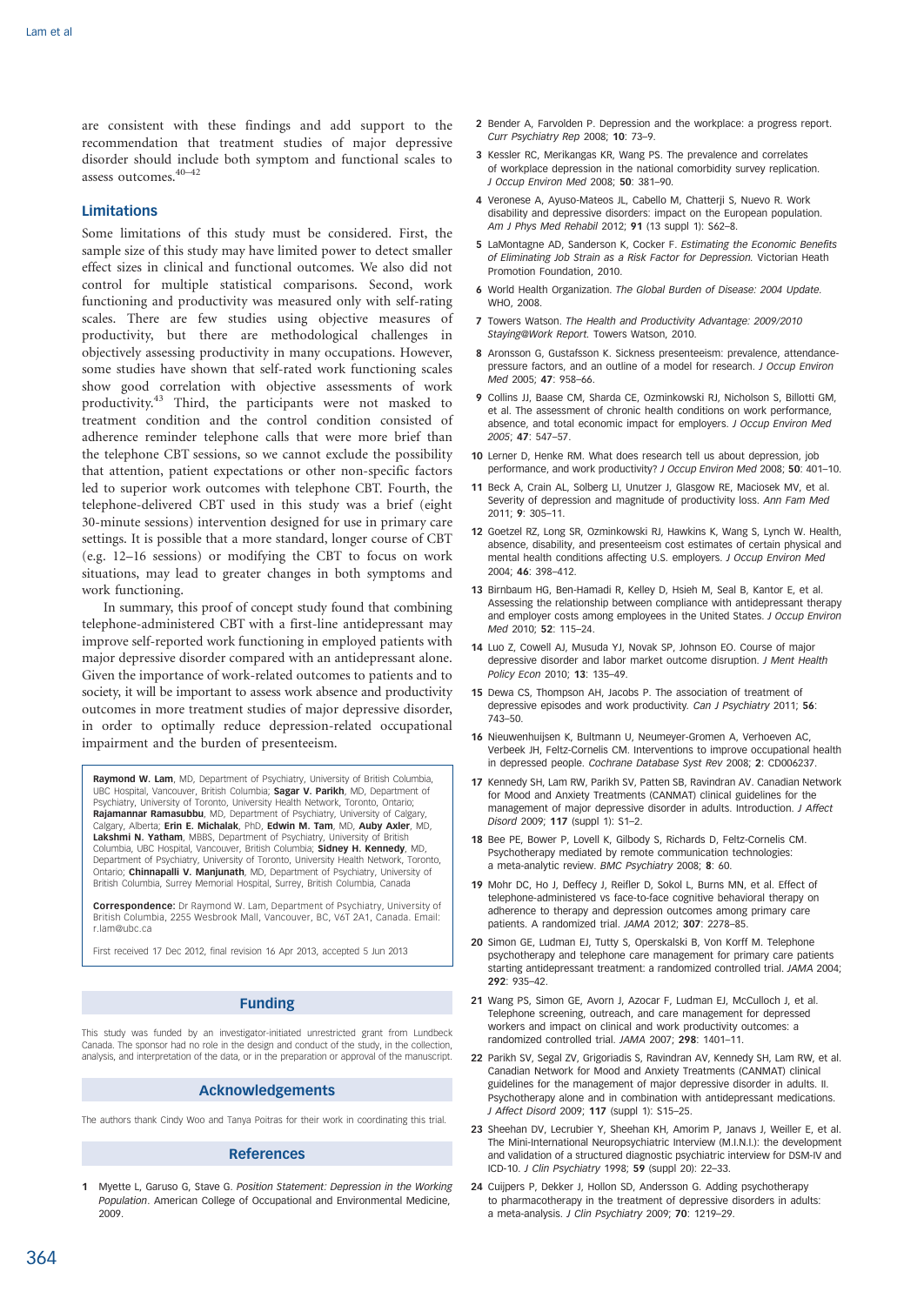are consistent with these findings and add support to the recommendation that treatment studies of major depressive disorder should include both symptom and functional scales to assess outcomes.[40–42]

## Limitations

Some limitations of this study must be considered. First, the sample size of this study may have limited power to detect smaller effect sizes in clinical and functional outcomes. We also did not control for multiple statistical comparisons. Second, work functioning and productivity was measured only with self-rating scales. There are few studies using objective measures of productivity, but there are methodological challenges in objectively assessing productivity in many occupations. However, some studies have shown that self-rated work functioning scales show good correlation with objective assessments of work productivity.[43] Third, the participants were not masked to treatment condition and the control condition consisted of adherence reminder telephone calls that were more brief than the telephone CBT sessions, so we cannot exclude the possibility that attention, patient expectations or other non-specific factors led to superior work outcomes with telephone CBT. Fourth, the telephone-delivered CBT used in this study was a brief (eight 30-minute sessions) intervention designed for use in primary care settings. It is possible that a more standard, longer course of CBT (e.g. 12–16 sessions) or modifying the CBT to focus on work situations, may lead to greater changes in both symptoms and work functioning.

In summary, this proof of concept study found that combining telephone-administered CBT with a first-line antidepressant may improve self-reported work functioning in employed patients with major depressive disorder compared with an antidepressant alone. Given the importance of work-related outcomes to patients and to society, it will be important to assess work absence and productivity outcomes in more treatment studies of major depressive disorder, in order to optimally reduce depression-related occupational impairment and the burden of presenteeism.

**Raymond W. Lam**, MD, Department of Psychiatry, University of British Columbia, UBC Hospital, Vancouver, British Columbia; **Sagar V. Parikh**, MD, Department of Psychiatry, University of Toronto, University Health Network, Toronto, Ontario; **Rajamannar Ramasubbu**, MD, Department of Psychiatry, University of Calgary, Calgary, Alberta; **Erin E. Michalak**, PhD, **Edwin M. Tam**, MD, **Auby Axler**, MD, **Lakshmi N. Yatham**, MBBS, Department of Psychiatry, University of British Columbia, UBC Hospital, Vancouver, British Columbia; **Sidney H. Kennedy**, MD, Department of Psychiatry, University of Toronto, University Health Network, Toronto, Ontario; **Chinnapalli V. Manjunath**, MD, Department of Psychiatry, University of British Columbia, Surrey Memorial Hospital, Surrey, British Columbia, Canada

**Correspondence:** Dr Raymond W. Lam, Department of Psychiatry, University of British Columbia, 2255 Wesbrook Mall, Vancouver, BC, V6T 2A1, Canada. Email: r.lam@ubc.ca

First received 17 Dec 2012, final revision 16 Apr 2013, accepted 5 Jun 2013

## Funding

This study was funded by an investigator-initiated unrestricted grant from Lundbeck Canada. The sponsor had no role in the design and conduct of the study, in the collection, analysis, and interpretation of the data, or in the preparation or approval of the manuscript.

## Acknowledgements

The authors thank Cindy Woo and Tanya Poitras for their work in coordinating this trial.

## References

1. Myette L, Garuso G, Stave G. *Position Statement: Depression in the Working Population*. American College of Occupational and Environmental Medicine, 2009.
2. Bender A, Farvolden P. Depression and the workplace: a progress report. *Curr Psychiatry Rep* 2008; **10**: 73–9.
3. Kessler RC, Merikangas KR, Wang PS. The prevalence and correlates of workplace depression in the national comorbidity survey replication. *J Occup Environ Med* 2008; **50**: 381–90.
4. Veronese A, Ayuso-Mateos JL, Cabello M, Chatterji S, Nuevo R. Work disability and depressive disorders: impact on the European population. *Am J Phys Med Rehabil* 2012; **91** (13 suppl 1): S62–8.
5. LaMontagne AD, Sanderson K, Cocker F. *Estimating the Economic Benefits of Eliminating Job Strain as a Risk Factor for Depression*. Victorian Heath Promotion Foundation, 2010.
6. World Health Organization. *The Global Burden of Disease: 2004 Update*. WHO, 2008.
7. Towers Watson. *The Health and Productivity Advantage: 2009/2010 Staying@Work Report*. Towers Watson, 2010.
8. Aronsson G, Gustafsson K. Sickness presenteeism: prevalence, attendance-pressure factors, and an outline of a model for research. *J Occup Environ Med* 2005; **47**: 958–66.
9. Collins JJ, Baase CM, Sharda CE, Ozminkowski RJ, Nicholson S, Billotti GM, et al. The assessment of chronic health conditions on work performance, absence, and total economic impact for employers. *J Occup Environ Med 2005*; **47**: 547–57.
10. Lerner D, Henke RM. What does research tell us about depression, job performance, and work productivity? *J Occup Environ Med* 2008; **50**: 401–10.
11. Beck A, Crain AL, Solberg LI, Unutzer J, Glasgow RE, Maciosek MV, et al. Severity of depression and magnitude of productivity loss. *Ann Fam Med* 2011; **9**: 305–11.
12. Goetzel RZ, Long SR, Ozminkowski RJ, Hawkins K, Wang S, Lynch W. Health, absence, disability, and presenteeism cost estimates of certain physical and mental health conditions affecting U.S. employers. *J Occup Environ Med* 2004; **46**: 398–412.
13. Birnbaum HG, Ben-Hamadi R, Kelley D, Hsieh M, Seal B, Kantor E, et al. Assessing the relationship between compliance with antidepressant therapy and employer costs among employees in the United States. *J Occup Environ Med* 2010; **52**: 115–24.
14. Luo Z, Cowell AJ, Musuda YJ, Novak SP, Johnson EO. Course of major depressive disorder and labor market outcome disruption. *J Ment Health Policy Econ* 2010; **13**: 135–49.
15. Dewa CS, Thompson AH, Jacobs P. The association of treatment of depressive episodes and work productivity. *Can J Psychiatry* 2011; **56**: 743–50.
16. Nieuwenhuijsen K, Bultmann U, Neumeyer-Gromen A, Verhoeven AC, Verbeek JH, Feltz-Cornelis CM. Interventions to improve occupational health in depressed people. *Cochrane Database Syst Rev* 2008; **2**: CD006237.
17. Kennedy SH, Lam RW, Parikh SV, Patten SB, Ravindran AV. Canadian Network for Mood and Anxiety Treatments (CANMAT) clinical guidelines for the management of major depressive disorder in adults. Introduction. *J Affect Disord* 2009; **117** (suppl 1): S1–2.
18. Bee PE, Bower P, Lovell K, Gilbody S, Richards D, Feltz-Cornelis CM. Psychotherapy mediated by remote communication technologies: a meta-analytic review. *BMC Psychiatry* 2008; **8**: 60.
19. Mohr DC, Ho J, Deffecy J, Reifler D, Sokol L, Burns MN, et al. Effect of telephone-administered vs face-to-face cognitive behavioral therapy on adherence to therapy and depression outcomes among primary care patients. A randomized trial. *JAMA* 2012; **307**: 2278–85.
20. Simon GE, Ludman EJ, Tutty S, Operskalski B, Von Korff M. Telephone psychotherapy and telephone care management for primary care patients starting antidepressant treatment: a randomized controlled trial. *JAMA* 2004; **292**: 935–42.
21. Wang PS, Simon GE, Avorn J, Azocar F, Ludman EJ, McCulloch J, et al. Telephone screening, outreach, and care management for depressed workers and impact on clinical and work productivity outcomes: a randomized controlled trial. *JAMA* 2007; **298**: 1401–11.
22. Parikh SV, Segal ZV, Grigoriadis S, Ravindran AV, Kennedy SH, Lam RW, et al. Canadian Network for Mood and Anxiety Treatments (CANMAT) clinical guidelines for the management of major depressive disorder in adults. II. Psychotherapy alone and in combination with antidepressant medications. *J Affect Disord* 2009; **117** (suppl 1): S15–25.
23. Sheehan DV, Lecrubier Y, Sheehan KH, Amorim P, Janavs J, Weiller E, et al. The Mini-International Neuropsychiatric Interview (M.I.N.I.): the development and validation of a structured diagnostic psychiatric interview for DSM-IV and ICD-10. *J Clin Psychiatry* 1998; **59** (suppl 20): 22–33.
24. Cuijpers P, Dekker J, Hollon SD, Andersson G. Adding psychotherapy to pharmacotherapy in the treatment of depressive disorders in adults: a meta-analysis. *J Clin Psychiatry* 2009; **70**: 1219–29.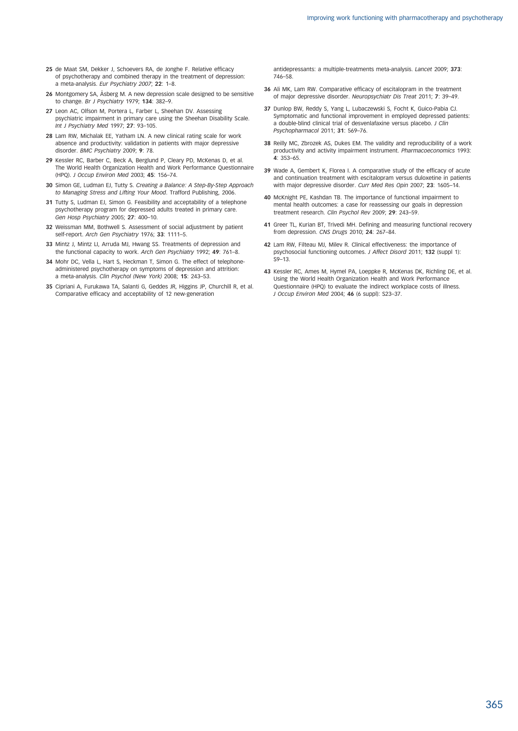25 de Maat SM, Dekker J, Schoevers RA, de Jonghe F. Relative efficacy of psychotherapy and combined therapy in the treatment of depression: a meta-analysis. *Eur Psychiatry 2007*; **22**: 1–8.

26 Montgomery SA, Åsberg M. A new depression scale designed to be sensitive to change. *Br J Psychiatry* 1979; **134**: 382–9.

27 Leon AC, Olfson M, Portera L, Farber L, Sheehan DV. Assessing psychiatric impairment in primary care using the Sheehan Disability Scale. *Int J Psychiatry Med* 1997; **27**: 93–105.

28 Lam RW, Michalak EE, Yatham LN. A new clinical rating scale for work absence and productivity: validation in patients with major depressive disorder. *BMC Psychiatry* 2009; **9**: 78.

29 Kessler RC, Barber C, Beck A, Berglund P, Cleary PD, McKenas D, et al. The World Health Organization Health and Work Performance Questionnaire (HPQ). *J Occup Environ Med* 2003; **45**: 156–74.

30 Simon GE, Ludman EJ, Tutty S. *Creating a Balance: A Step-By-Step Approach to Managing Stress and Lifting Your Mood*. Trafford Publishing, 2006.

31 Tutty S, Ludman EJ, Simon G. Feasibility and acceptability of a telephone psychotherapy program for depressed adults treated in primary care. *Gen Hosp Psychiatry* 2005; **27**: 400–10.

32 Weissman MM, Bothwell S. Assessment of social adjustment by patient self-report. *Arch Gen Psychiatry* 1976; **33**: 1111–5.

33 Mintz J, Mintz LI, Arruda MJ, Hwang SS. Treatments of depression and the functional capacity to work. *Arch Gen Psychiatry* 1992; **49**: 761–8.

34 Mohr DC, Vella L, Hart S, Heckman T, Simon G. The effect of telephone-administered psychotherapy on symptoms of depression and attrition: a meta-analysis. *Clin Psychol (New York)* 2008; **15**: 243–53.

35 Cipriani A, Furukawa TA, Salanti G, Geddes JR, Higgins JP, Churchill R, et al. Comparative efficacy and acceptability of 12 new-generation antidepressants: a multiple-treatments meta-analysis. *Lancet* 2009; **373**: 746–58.

36 Ali MK, Lam RW. Comparative efficacy of escitalopram in the treatment of major depressive disorder. *Neuropsychiatr Dis Treat* 2011; **7**: 39–49.

37 Dunlop BW, Reddy S, Yang L, Lubaczewski S, Focht K, Guico-Pabia CJ. Symptomatic and functional improvement in employed depressed patients: a double-blind clinical trial of desvenlafaxine versus placebo. *J Clin Psychopharmacol* 2011; **31**: 569–76.

38 Reilly MC, Zbrozek AS, Dukes EM. The validity and reproducibility of a work productivity and activity impairment instrument. *Pharmacoeconomics* 1993: **4**: 353–65.

39 Wade A, Gembert K, Florea I. A comparative study of the efficacy of acute and continuation treatment with escitalopram versus duloxetine in patients with major depressive disorder. *Curr Med Res Opin* 2007; **23**: 1605–14.

40 McKnight PE, Kashdan TB. The importance of functional impairment to mental health outcomes: a case for reassessing our goals in depression treatment research. *Clin Psychol Rev* 2009; **29**: 243–59.

41 Greer TL, Kurian BT, Trivedi MH. Defining and measuring functional recovery from depression. *CNS Drugs* 2010; **24**: 267–84.

42 Lam RW, Filteau MJ, Milev R. Clinical effectiveness: the importance of psychosocial functioning outcomes. *J Affect Disord* 2011; **132** (suppl 1): S9–13.

43 Kessler RC, Ames M, Hymel PA, Loeppke R, McKenas DK, Richling DE, et al. Using the World Health Organization Health and Work Performance Questionnaire (HPQ) to evaluate the indirect workplace costs of illness. *J Occup Environ Med* 2004; **46** (6 suppl): S23–37.